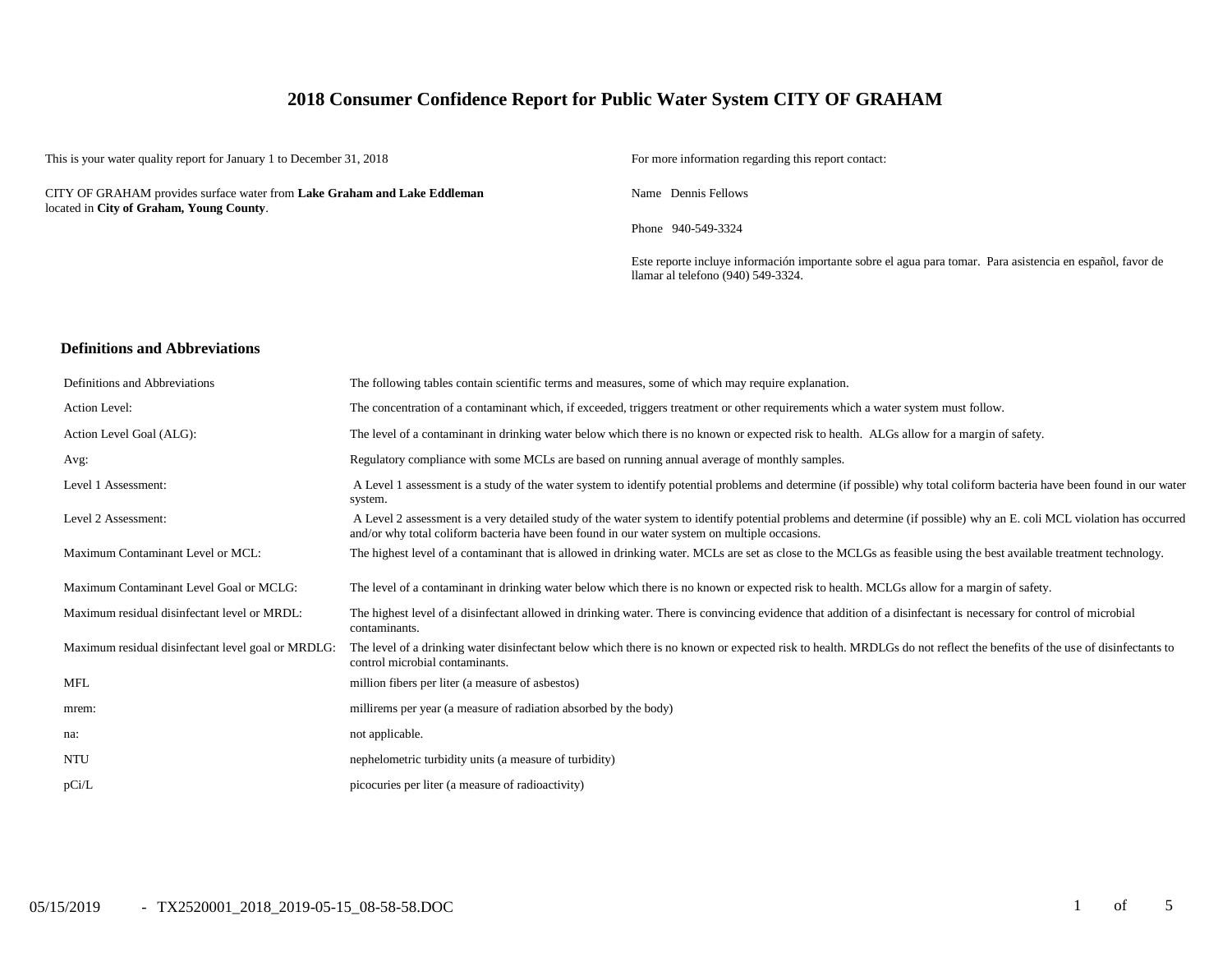# 2018 Consumer Confidence Report for Public Water System CITY OF GRAHAM

This is your water quality report for January 1 to December 31, 2018

CITY OF GRAHAM provides surface water from **Lake Graham and Lake Eddleman** located in **City of Graham, Young County**.

For more information regarding this report contact:

Name Dennis Fellows

Phone 940-549-3324

Este reporte incluye información importante sobre el agua para tomar. Para asistencia en español, favor de llamar al telefono (940) 549-3324.

## Definitions and Abbreviations

| | |
|---|---|
| Definitions and Abbreviations | The following tables contain scientific terms and measures, some of which may require explanation. |
| Action Level: | The concentration of a contaminant which, if exceeded, triggers treatment or other requirements which a water system must follow. |
| Action Level Goal (ALG): | The level of a contaminant in drinking water below which there is no known or expected risk to health. ALGs allow for a margin of safety. |
| Avg: | Regulatory compliance with some MCLs are based on running annual average of monthly samples. |
| Level 1 Assessment: | A Level 1 assessment is a study of the water system to identify potential problems and determine (if possible) why total coliform bacteria have been found in our water system. |
| Level 2 Assessment: | A Level 2 assessment is a very detailed study of the water system to identify potential problems and determine (if possible) why an E. coli MCL violation has occurred and/or why total coliform bacteria have been found in our water system on multiple occasions. |
| Maximum Contaminant Level or MCL: | The highest level of a contaminant that is allowed in drinking water. MCLs are set as close to the MCLGs as feasible using the best available treatment technology. |
| Maximum Contaminant Level Goal or MCLG: | The level of a contaminant in drinking water below which there is no known or expected risk to health. MCLGs allow for a margin of safety. |
| Maximum residual disinfectant level or MRDL: | The highest level of a disinfectant allowed in drinking water. There is convincing evidence that addition of a disinfectant is necessary for control of microbial contaminants. |
| Maximum residual disinfectant level goal or MRDLG: | The level of a drinking water disinfectant below which there is no known or expected risk to health. MRDLGs do not reflect the benefits of the use of disinfectants to control microbial contaminants. |
| MFL | million fibers per liter (a measure of asbestos) |
| mrem: | millirems per year (a measure of radiation absorbed by the body) |
| na: | not applicable. |
| NTU | nephelometric turbidity units (a measure of turbidity) |
| pCi/L | picocuries per liter (a measure of radioactivity) |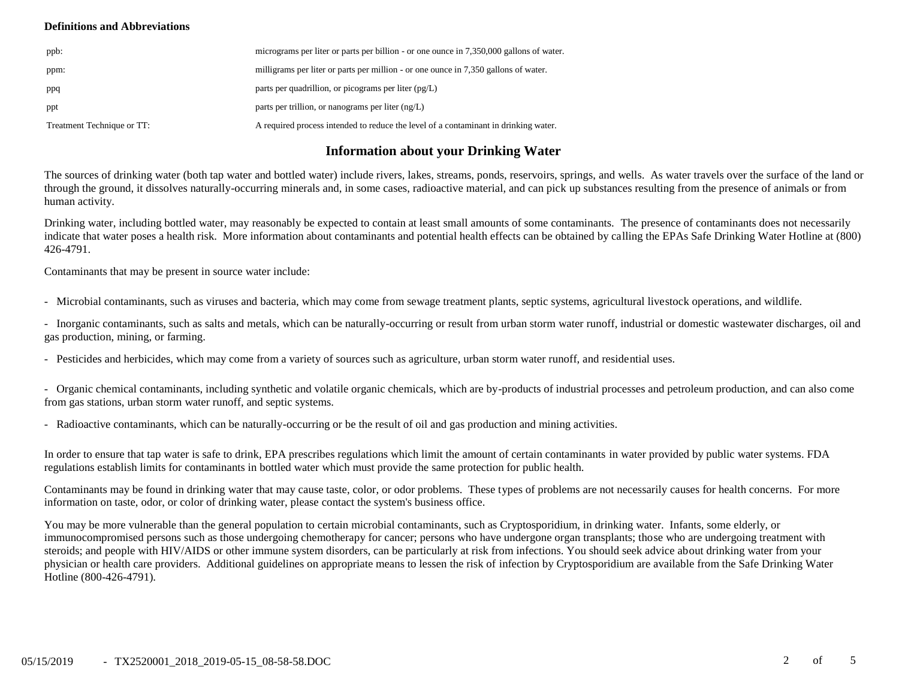**Definitions and Abbreviations**

| | |
|---|---|
| ppb: | micrograms per liter or parts per billion - or one ounce in 7,350,000 gallons of water. |
| ppm: | milligrams per liter or parts per million - or one ounce in 7,350 gallons of water. |
| ppq | parts per quadrillion, or picograms per liter (pg/L) |
| ppt | parts per trillion, or nanograms per liter (ng/L) |
| Treatment Technique or TT: | A required process intended to reduce the level of a contaminant in drinking water. |

## Information about your Drinking Water

The sources of drinking water (both tap water and bottled water) include rivers, lakes, streams, ponds, reservoirs, springs, and wells. As water travels over the surface of the land or through the ground, it dissolves naturally-occurring minerals and, in some cases, radioactive material, and can pick up substances resulting from the presence of animals or from human activity.

Drinking water, including bottled water, may reasonably be expected to contain at least small amounts of some contaminants. The presence of contaminants does not necessarily indicate that water poses a health risk. More information about contaminants and potential health effects can be obtained by calling the EPAs Safe Drinking Water Hotline at (800) 426-4791.

Contaminants that may be present in source water include:

- Microbial contaminants, such as viruses and bacteria, which may come from sewage treatment plants, septic systems, agricultural livestock operations, and wildlife.

- Inorganic contaminants, such as salts and metals, which can be naturally-occurring or result from urban storm water runoff, industrial or domestic wastewater discharges, oil and gas production, mining, or farming.

- Pesticides and herbicides, which may come from a variety of sources such as agriculture, urban storm water runoff, and residential uses.

- Organic chemical contaminants, including synthetic and volatile organic chemicals, which are by-products of industrial processes and petroleum production, and can also come from gas stations, urban storm water runoff, and septic systems.

- Radioactive contaminants, which can be naturally-occurring or be the result of oil and gas production and mining activities.

In order to ensure that tap water is safe to drink, EPA prescribes regulations which limit the amount of certain contaminants in water provided by public water systems. FDA regulations establish limits for contaminants in bottled water which must provide the same protection for public health.

Contaminants may be found in drinking water that may cause taste, color, or odor problems. These types of problems are not necessarily causes for health concerns. For more information on taste, odor, or color of drinking water, please contact the system's business office.

You may be more vulnerable than the general population to certain microbial contaminants, such as Cryptosporidium, in drinking water. Infants, some elderly, or immunocompromised persons such as those undergoing chemotherapy for cancer; persons who have undergone organ transplants; those who are undergoing treatment with steroids; and people with HIV/AIDS or other immune system disorders, can be particularly at risk from infections. You should seek advice about drinking water from your physician or health care providers. Additional guidelines on appropriate means to lessen the risk of infection by Cryptosporidium are available from the Safe Drinking Water Hotline (800-426-4791).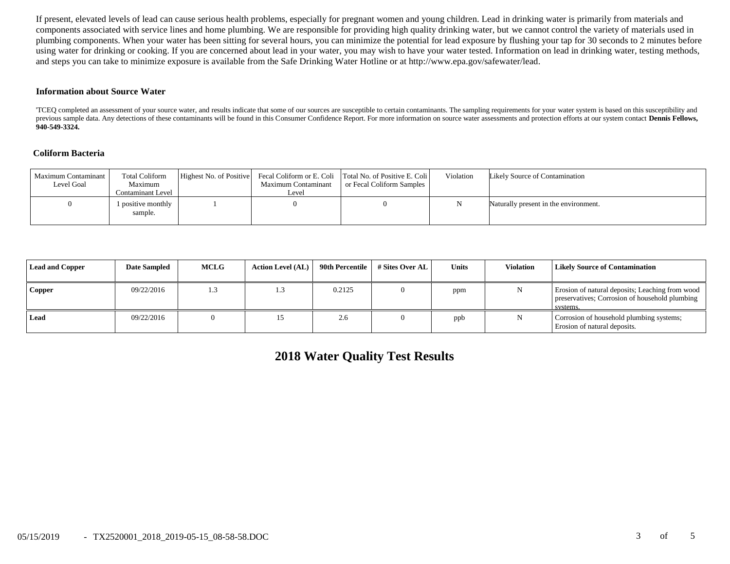If present, elevated levels of lead can cause serious health problems, especially for pregnant women and young children. Lead in drinking water is primarily from materials and components associated with service lines and home plumbing. We are responsible for providing high quality drinking water, but we cannot control the variety of materials used in plumbing components. When your water has been sitting for several hours, you can minimize the potential for lead exposure by flushing your tap for 30 seconds to 2 minutes before using water for drinking or cooking. If you are concerned about lead in your water, you may wish to have your water tested. Information on lead in drinking water, testing methods, and steps you can take to minimize exposure is available from the Safe Drinking Water Hotline or at http://www.epa.gov/safewater/lead.

### Information about Source Water

'TCEQ completed an assessment of your source water, and results indicate that some of our sources are susceptible to certain contaminants. The sampling requirements for your water system is based on this susceptibility and previous sample data. Any detections of these contaminants will be found in this Consumer Confidence Report. For more information on source water assessments and protection efforts at our system contact **Dennis Fellows, 940-549-3324.**

### Coliform Bacteria

| Maximum Contaminant Level Goal | Total Coliform Maximum Contaminant Level | Highest No. of Positive | Fecal Coliform or E. Coli Maximum Contaminant Level | Total No. of Positive E. Coli or Fecal Coliform Samples | Violation | Likely Source of Contamination |
|---|---|---|---|---|---|---|
| 0 | 1 positive monthly sample. | 1 | 0 | 0 | N | Naturally present in the environment. |

| Lead and Copper | Date Sampled | MCLG | Action Level (AL) | 90th Percentile | # Sites Over AL | Units | Violation | Likely Source of Contamination |
|---|---|---|---|---|---|---|---|---|
| **Copper** | 09/22/2016 | 1.3 | 1.3 | 0.2125 | 0 | ppm | N | Erosion of natural deposits; Leaching from wood preservatives; Corrosion of household plumbing systems. |
| **Lead** | 09/22/2016 | 0 | 15 | 2.6 | 0 | ppb | N | Corrosion of household plumbing systems; Erosion of natural deposits. |

## 2018 Water Quality Test Results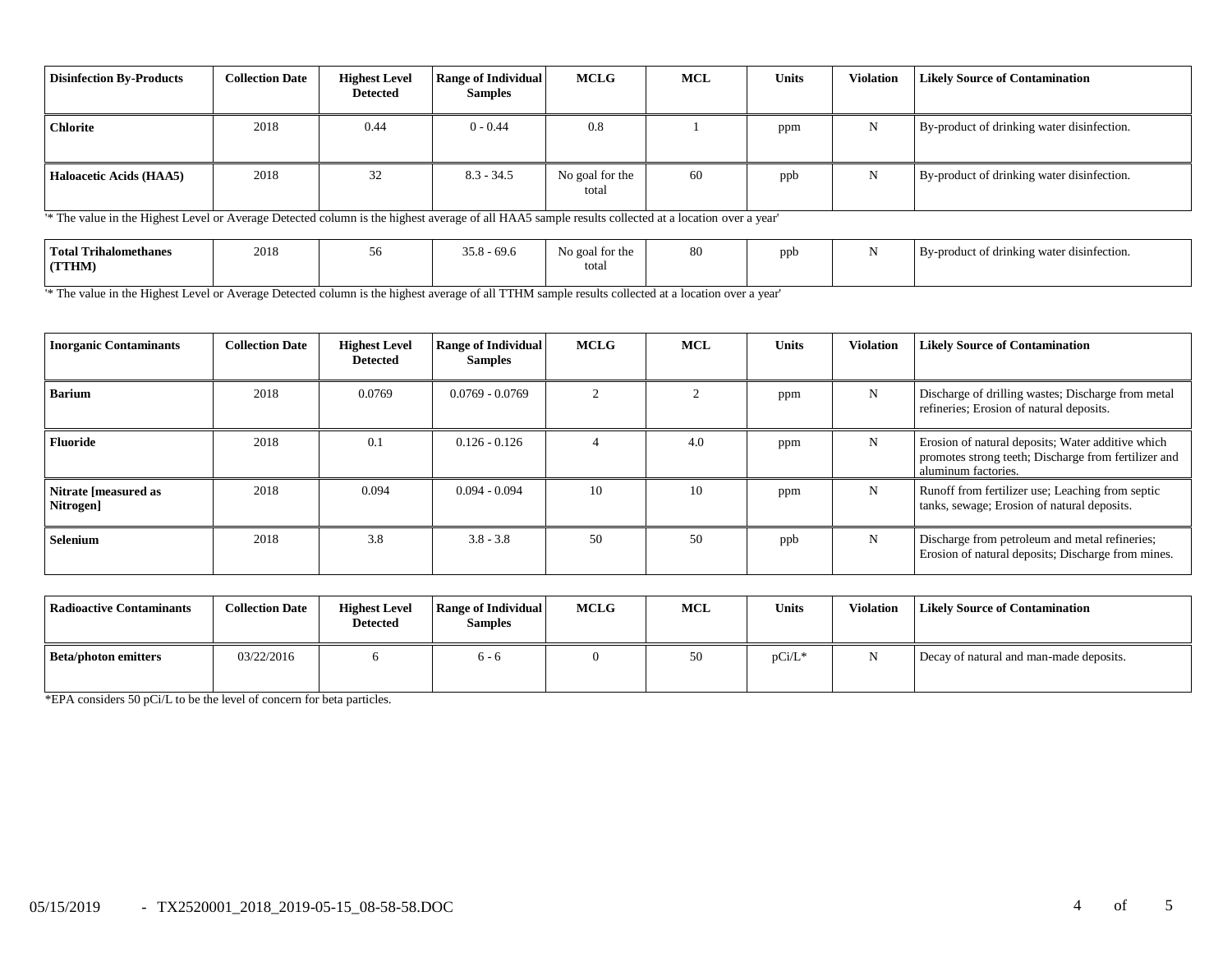| Disinfection By-Products | Collection Date | Highest Level Detected | Range of Individual Samples | MCLG | MCL | Units | Violation | Likely Source of Contamination |
|---|---|---|---|---|---|---|---|---|
| Chlorite | 2018 | 0.44 | 0 - 0.44 | 0.8 | 1 | ppm | N | By-product of drinking water disinfection. |
| Haloacetic Acids (HAA5) | 2018 | 32 | 8.3 - 34.5 | No goal for the total | 60 | ppb | N | By-product of drinking water disinfection. |

'* The value in the Highest Level or Average Detected column is the highest average of all HAA5 sample results collected at a location over a year'

| Total Trihalomethanes (TTHM) | 2018 | 56 | 35.8 - 69.6 | No goal for the total | 80 | ppb | N | By-product of drinking water disinfection. |
|---|---|---|---|---|---|---|---|---|

'* The value in the Highest Level or Average Detected column is the highest average of all TTHM sample results collected at a location over a year'

| Inorganic Contaminants | Collection Date | Highest Level Detected | Range of Individual Samples | MCLG | MCL | Units | Violation | Likely Source of Contamination |
|---|---|---|---|---|---|---|---|---|
| Barium | 2018 | 0.0769 | 0.0769 - 0.0769 | 2 | 2 | ppm | N | Discharge of drilling wastes; Discharge from metal refineries; Erosion of natural deposits. |
| Fluoride | 2018 | 0.1 | 0.126 - 0.126 | 4 | 4.0 | ppm | N | Erosion of natural deposits; Water additive which promotes strong teeth; Discharge from fertilizer and aluminum factories. |
| Nitrate [measured as Nitrogen] | 2018 | 0.094 | 0.094 - 0.094 | 10 | 10 | ppm | N | Runoff from fertilizer use; Leaching from septic tanks, sewage; Erosion of natural deposits. |
| Selenium | 2018 | 3.8 | 3.8 - 3.8 | 50 | 50 | ppb | N | Discharge from petroleum and metal refineries; Erosion of natural deposits; Discharge from mines. |

| Radioactive Contaminants | Collection Date | Highest Level Detected | Range of Individual Samples | MCLG | MCL | Units | Violation | Likely Source of Contamination |
|---|---|---|---|---|---|---|---|---|
| Beta/photon emitters | 03/22/2016 | 6 | 6 - 6 | 0 | 50 | pCi/L* | N | Decay of natural and man-made deposits. |

*EPA considers 50 pCi/L to be the level of concern for beta particles.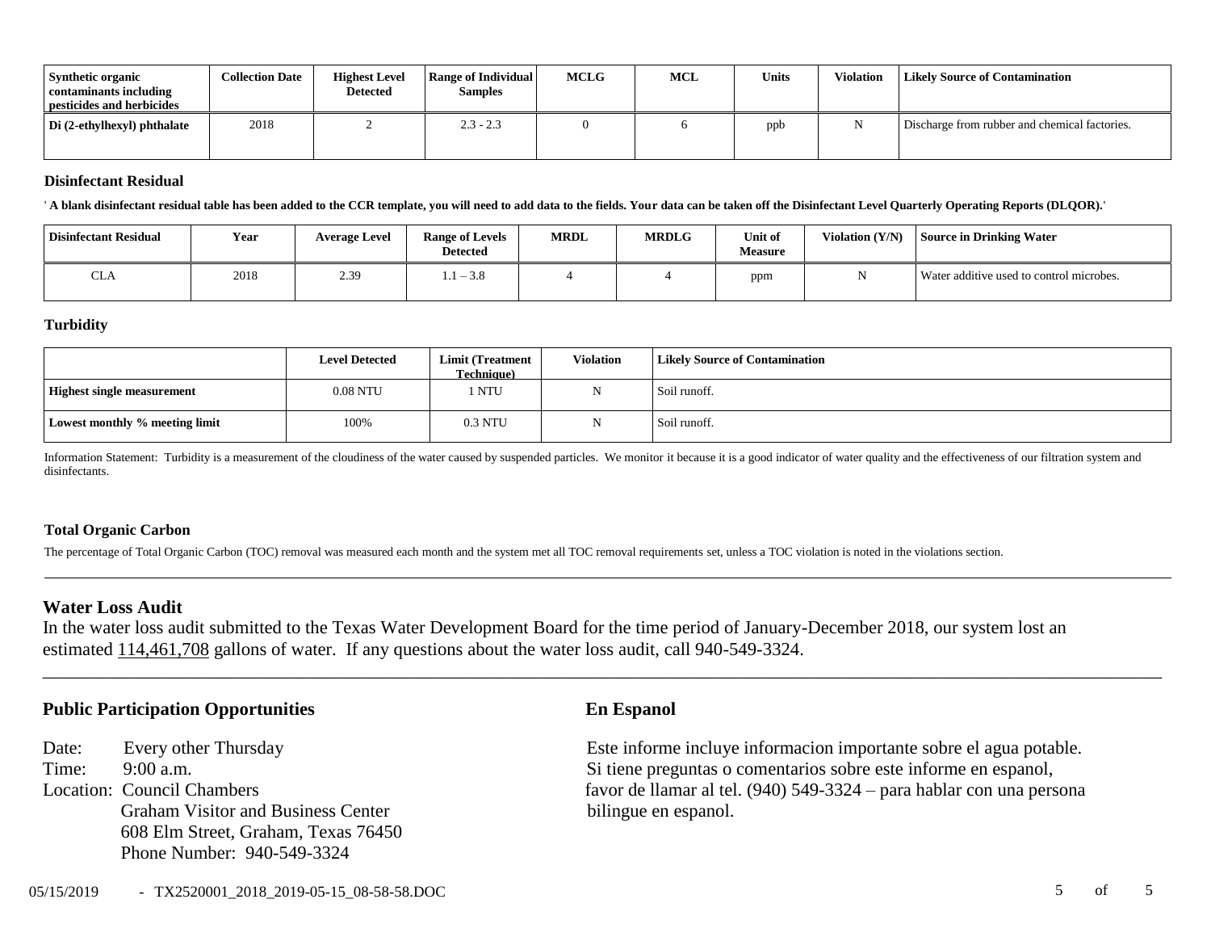| Synthetic organic contaminants including pesticides and herbicides | Collection Date | Highest Level Detected | Range of Individual Samples | MCLG | MCL | Units | Violation | Likely Source of Contamination |
|---|---|---|---|---|---|---|---|---|
| Di (2-ethylhexyl) phthalate | 2018 | 2 | 2.3 - 2.3 | 0 | 6 | ppb | N | Discharge from rubber and chemical factories. |

**Disinfectant Residual**

' **A blank disinfectant residual table has been added to the CCR template, you will need to add data to the fields. Your data can be taken off the Disinfectant Level Quarterly Operating Reports (DLQOR).**'

| Disinfectant Residual | Year | Average Level | Range of Levels Detected | MRDL | MRDLG | Unit of Measure | Violation (Y/N) | Source in Drinking Water |
|---|---|---|---|---|---|---|---|---|
| CLA | 2018 | 2.39 | 1.1 – 3.8 | 4 | 4 | ppm | N | Water additive used to control microbes. |

**Turbidity**

| | Level Detected | Limit (Treatment Technique) | Violation | Likely Source of Contamination |
|---|---|---|---|---|
| Highest single measurement | 0.08 NTU | 1 NTU | N | Soil runoff. |
| Lowest monthly % meeting limit | 100% | 0.3 NTU | N | Soil runoff. |

Information Statement: Turbidity is a measurement of the cloudiness of the water caused by suspended particles. We monitor it because it is a good indicator of water quality and the effectiveness of our filtration system and disinfectants.

**Total Organic Carbon**

The percentage of Total Organic Carbon (TOC) removal was measured each month and the system met all TOC removal requirements set, unless a TOC violation is noted in the violations section.

## Water Loss Audit

In the water loss audit submitted to the Texas Water Development Board for the time period of January-December 2018, our system lost an estimated 114,461,708 gallons of water. If any questions about the water loss audit, call 940-549-3324.

## Public Participation Opportunities

Date: Every other Thursday
Time: 9:00 a.m.
Location: Council Chambers
Graham Visitor and Business Center
608 Elm Street, Graham, Texas 76450
Phone Number: 940-549-3324

## En Espanol

Este informe incluye informacion importante sobre el agua potable. Si tiene preguntas o comentarios sobre este informe en espanol, favor de llamar al tel. (940) 549-3324 – para hablar con una persona bilingue en espanol.